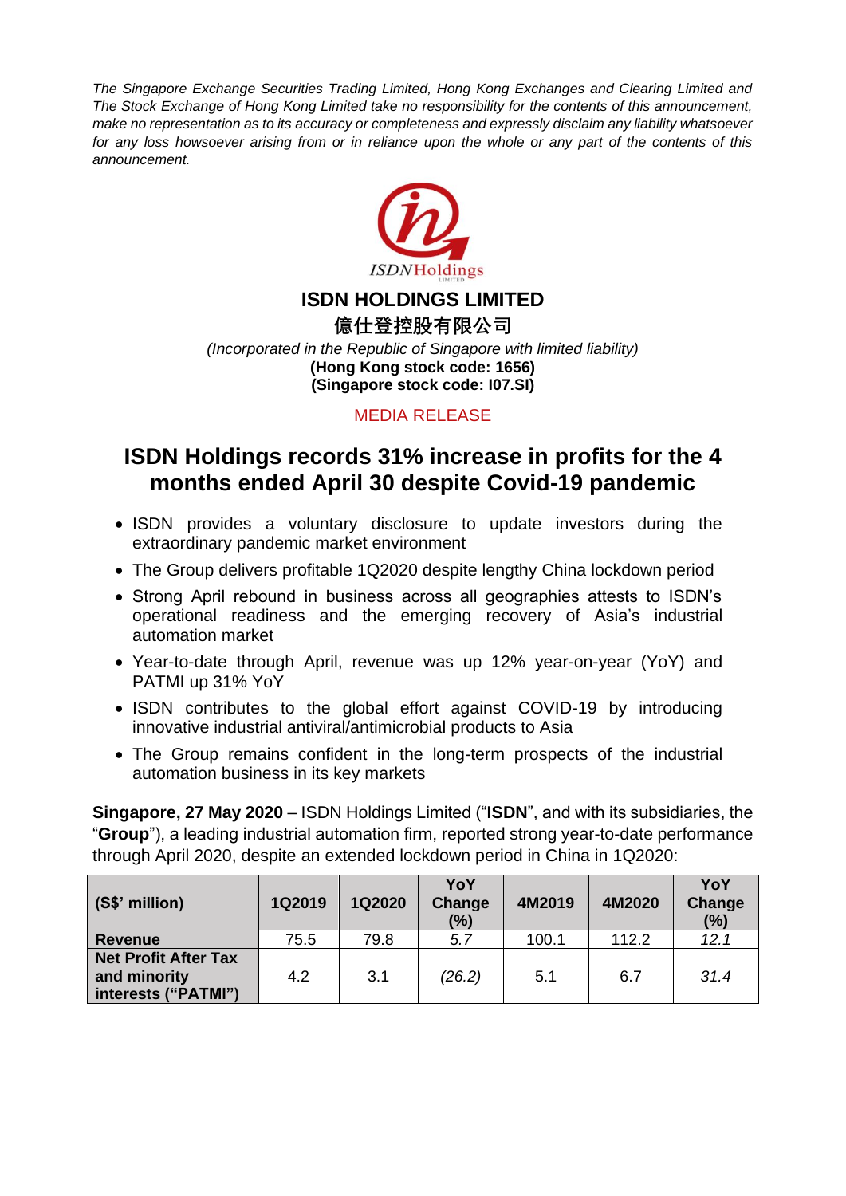*The Singapore Exchange Securities Trading Limited, Hong Kong Exchanges and Clearing Limited and The Stock Exchange of Hong Kong Limited take no responsibility for the contents of this announcement, make no representation as to its accuracy or completeness and expressly disclaim any liability whatsoever for any loss howsoever arising from or in reliance upon the whole or any part of the contents of this announcement.*

**ISDN HOLDINGS LIMITED**

**億仕登控股有限公司**

*(Incorporated in the Republic of Singapore with limited liability)*

**(Hong Kong stock code: 1656)**

**(Singapore stock code: I07.SI)**

MEDIA RELEASE

# ISDN Holdings records 31% increase in profits for the 4 months ended April 30 despite Covid-19 pandemic

- ISDN provides a voluntary disclosure to update investors during the extraordinary pandemic market environment
- The Group delivers profitable 1Q2020 despite lengthy China lockdown period
- Strong April rebound in business across all geographies attests to ISDN's operational readiness and the emerging recovery of Asia's industrial automation market
- Year-to-date through April, revenue was up 12% year-on-year (YoY) and PATMI up 31% YoY
- ISDN contributes to the global effort against COVID-19 by introducing innovative industrial antiviral/antimicrobial products to Asia
- The Group remains confident in the long-term prospects of the industrial automation business in its key markets

**Singapore, 27 May 2020** – ISDN Holdings Limited ("**ISDN**", and with its subsidiaries, the "**Group**"), a leading industrial automation firm, reported strong year-to-date performance through April 2020, despite an extended lockdown period in China in 1Q2020:

| (S$' million) | 1Q2019 | 1Q2020 | YoY Change (%) | 4M2019 | 4M2020 | YoY Change (%) |
|---|---|---|---|---|---|---|
| **Revenue** | 75.5 | 79.8 | *5.7* | 100.1 | 112.2 | *12.1* |
| **Net Profit After Tax and minority interests ("PATMI")** | 4.2 | 3.1 | *(26.2)* | 5.1 | 6.7 | *31.4* |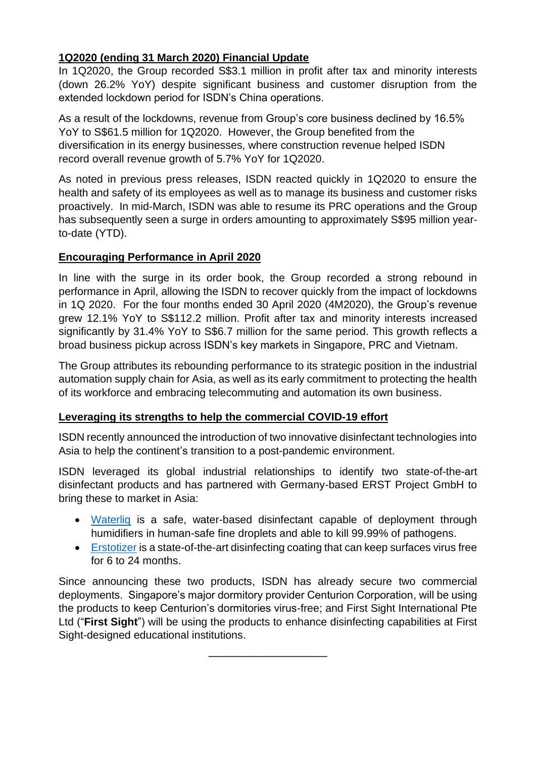**1Q2020 (ending 31 March 2020) Financial Update**

In 1Q2020, the Group recorded S$3.1 million in profit after tax and minority interests (down 26.2% YoY) despite significant business and customer disruption from the extended lockdown period for ISDN's China operations.

As a result of the lockdowns, revenue from Group's core business declined by 16.5% YoY to S$61.5 million for 1Q2020. However, the Group benefited from the diversification in its energy businesses, where construction revenue helped ISDN record overall revenue growth of 5.7% YoY for 1Q2020.

As noted in previous press releases, ISDN reacted quickly in 1Q2020 to ensure the health and safety of its employees as well as to manage its business and customer risks proactively. In mid-March, ISDN was able to resume its PRC operations and the Group has subsequently seen a surge in orders amounting to approximately S$95 million year-to-date (YTD).

**Encouraging Performance in April 2020**

In line with the surge in its order book, the Group recorded a strong rebound in performance in April, allowing the ISDN to recover quickly from the impact of lockdowns in 1Q 2020. For the four months ended 30 April 2020 (4M2020), the Group's revenue grew 12.1% YoY to S$112.2 million. Profit after tax and minority interests increased significantly by 31.4% YoY to S$6.7 million for the same period. This growth reflects a broad business pickup across ISDN's key markets in Singapore, PRC and Vietnam.

The Group attributes its rebounding performance to its strategic position in the industrial automation supply chain for Asia, as well as its early commitment to protecting the health of its workforce and embracing telecommuting and automation its own business.

**Leveraging its strengths to help the commercial COVID-19 effort**

ISDN recently announced the introduction of two innovative disinfectant technologies into Asia to help the continent's transition to a post-pandemic environment.

ISDN leveraged its global industrial relationships to identify two state-of-the-art disinfectant products and has partnered with Germany-based ERST Project GmbH to bring these to market in Asia:

- Waterliq is a safe, water-based disinfectant capable of deployment through humidifiers in human-safe fine droplets and able to kill 99.99% of pathogens.
- Erstotizer is a state-of-the-art disinfecting coating that can keep surfaces virus free for 6 to 24 months.

Since announcing these two products, ISDN has already secure two commercial deployments. Singapore's major dormitory provider Centurion Corporation, will be using the products to keep Centurion's dormitories virus-free; and First Sight International Pte Ltd ("**First Sight**") will be using the products to enhance disinfecting capabilities at First Sight-designed educational institutions.

---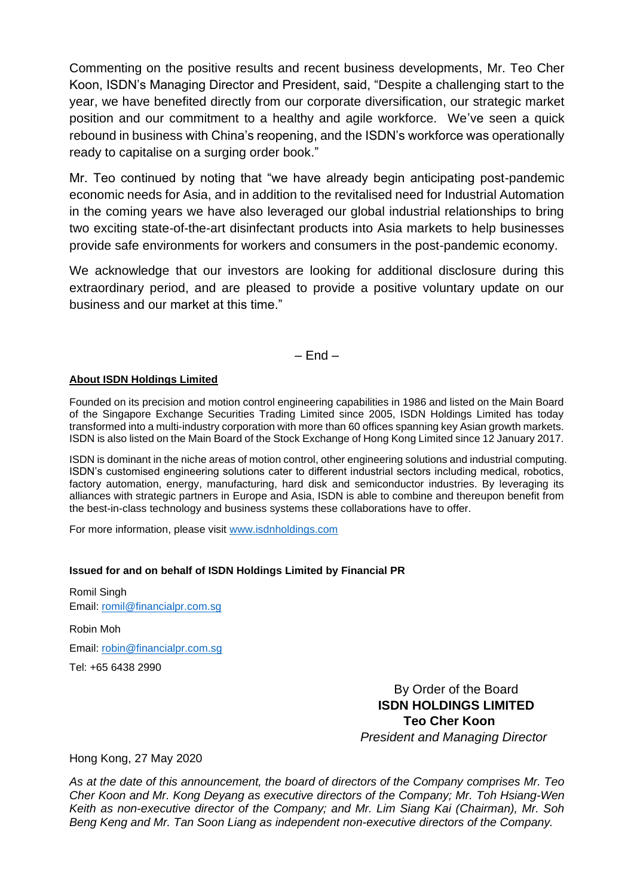Commenting on the positive results and recent business developments, Mr. Teo Cher Koon, ISDN's Managing Director and President, said, "Despite a challenging start to the year, we have benefited directly from our corporate diversification, our strategic market position and our commitment to a healthy and agile workforce. We've seen a quick rebound in business with China's reopening, and the ISDN's workforce was operationally ready to capitalise on a surging order book."

Mr. Teo continued by noting that "we have already begin anticipating post-pandemic economic needs for Asia, and in addition to the revitalised need for Industrial Automation in the coming years we have also leveraged our global industrial relationships to bring two exciting state-of-the-art disinfectant products into Asia markets to help businesses provide safe environments for workers and consumers in the post-pandemic economy.

We acknowledge that our investors are looking for additional disclosure during this extraordinary period, and are pleased to provide a positive voluntary update on our business and our market at this time."

– End –

**About ISDN Holdings Limited**

Founded on its precision and motion control engineering capabilities in 1986 and listed on the Main Board of the Singapore Exchange Securities Trading Limited since 2005, ISDN Holdings Limited has today transformed into a multi-industry corporation with more than 60 offices spanning key Asian growth markets. ISDN is also listed on the Main Board of the Stock Exchange of Hong Kong Limited since 12 January 2017.

ISDN is dominant in the niche areas of motion control, other engineering solutions and industrial computing. ISDN's customised engineering solutions cater to different industrial sectors including medical, robotics, factory automation, energy, manufacturing, hard disk and semiconductor industries. By leveraging its alliances with strategic partners in Europe and Asia, ISDN is able to combine and thereupon benefit from the best-in-class technology and business systems these collaborations have to offer.

For more information, please visit www.isdnholdings.com

**Issued for and on behalf of ISDN Holdings Limited by Financial PR**

Romil Singh
Email: romil@financialpr.com.sg

Robin Moh

Email: robin@financialpr.com.sg

Tel: +65 6438 2990

By Order of the Board
**ISDN HOLDINGS LIMITED**
**Teo Cher Koon**
*President and Managing Director*

Hong Kong, 27 May 2020

*As at the date of this announcement, the board of directors of the Company comprises Mr. Teo Cher Koon and Mr. Kong Deyang as executive directors of the Company; Mr. Toh Hsiang-Wen Keith as non-executive director of the Company; and Mr. Lim Siang Kai (Chairman), Mr. Soh Beng Keng and Mr. Tan Soon Liang as independent non-executive directors of the Company.*